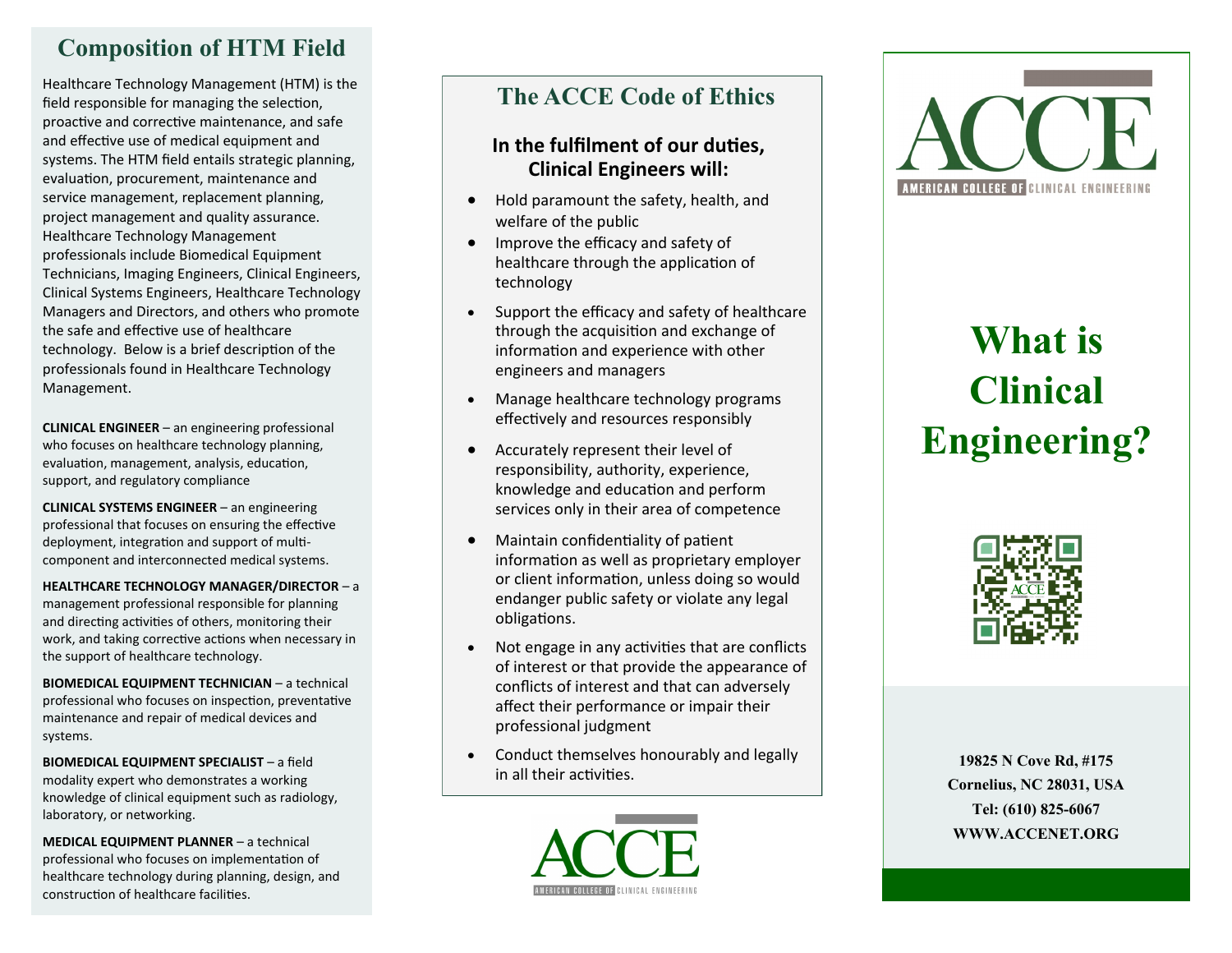## Composition of HTM Field

Healthcare Technology Management (HTM) is the field responsible for managing the selection, proactive and corrective maintenance, and safe and effective use of medical equipment and systems. The HTM field entails strategic planning, evaluation, procurement, maintenance and service management, replacement planning, project management and quality assurance. Healthcare Technology Management professionals include Biomedical Equipment Technicians, Imaging Engineers, Clinical Engineers, Clinical Systems Engineers, Healthcare Technology Managers and Directors, and others who promote the safe and effective use of healthcare technology. Below is a brief description of the professionals found in Healthcare Technology Management.

**CLINICAL ENGINEER** – an engineering professional who focuses on healthcare technology planning, evaluation, management, analysis, education, support, and regulatory compliance

**CLINICAL SYSTEMS ENGINEER** – an engineering professional that focuses on ensuring the effective deployment, integration and support of multi-component and interconnected medical systems.

**HEALTHCARE TECHNOLOGY MANAGER/DIRECTOR** – a management professional responsible for planning and directing activities of others, monitoring their work, and taking corrective actions when necessary in the support of healthcare technology.

**BIOMEDICAL EQUIPMENT TECHNICIAN** – a technical professional who focuses on inspection, preventative maintenance and repair of medical devices and systems.

**BIOMEDICAL EQUIPMENT SPECIALIST** – a field modality expert who demonstrates a working knowledge of clinical equipment such as radiology, laboratory, or networking.

**MEDICAL EQUIPMENT PLANNER** – a technical professional who focuses on implementation of healthcare technology during planning, design, and construction of healthcare facilities.

## The ACCE Code of Ethics

**In the fulfilment of our duties, Clinical Engineers will:**

- Hold paramount the safety, health, and welfare of the public
- Improve the efficacy and safety of healthcare through the application of technology
- Support the efficacy and safety of healthcare through the acquisition and exchange of information and experience with other engineers and managers
- Manage healthcare technology programs effectively and resources responsibly
- Accurately represent their level of responsibility, authority, experience, knowledge and education and perform services only in their area of competence
- Maintain confidentiality of patient information as well as proprietary employer or client information, unless doing so would endanger public safety or violate any legal obligations.
- Not engage in any activities that are conflicts of interest or that provide the appearance of conflicts of interest and that can adversely affect their performance or impair their professional judgment
- Conduct themselves honourably and legally in all their activities.

ACCE
AMERICAN COLLEGE OF CLINICAL ENGINEERING

ACCE
AMERICAN COLLEGE OF CLINICAL ENGINEERING

# What is Clinical Engineering?

**19825 N Cove Rd, #175**
**Cornelius, NC 28031, USA**
**Tel: (610) 825-6067**
**WWW.ACCENET.ORG**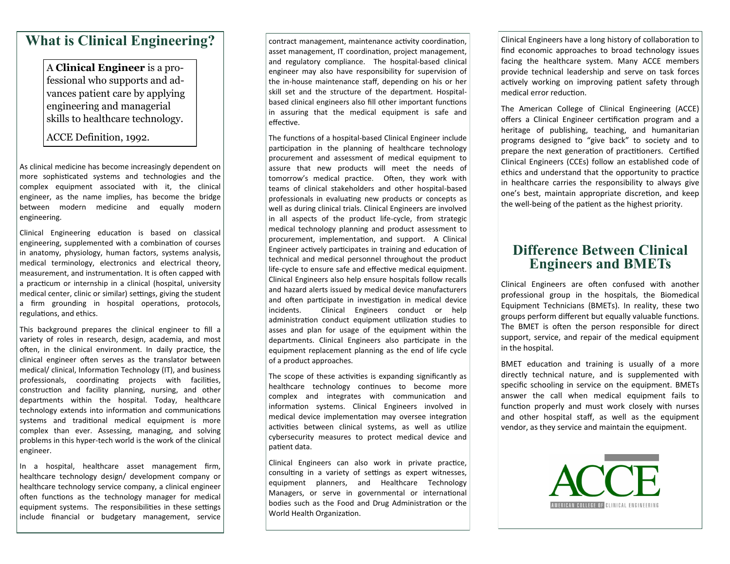# What is Clinical Engineering?

A **Clinical Engineer** is a professional who supports and advances patient care by applying engineering and managerial skills to healthcare technology.

ACCE Definition, 1992.

As clinical medicine has become increasingly dependent on more sophisticated systems and technologies and the complex equipment associated with it, the clinical engineer, as the name implies, has become the bridge between modern medicine and equally modern engineering.

Clinical Engineering education is based on classical engineering, supplemented with a combination of courses in anatomy, physiology, human factors, systems analysis, medical terminology, electronics and electrical theory, measurement, and instrumentation. It is often capped with a practicum or internship in a clinical (hospital, university medical center, clinic or similar) settings, giving the student a firm grounding in hospital operations, protocols, regulations, and ethics.

This background prepares the clinical engineer to fill a variety of roles in research, design, academia, and most often, in the clinical environment. In daily practice, the clinical engineer often serves as the translator between medical/ clinical, Information Technology (IT), and business professionals, coordinating projects with facilities, construction and facility planning, nursing, and other departments within the hospital. Today, healthcare technology extends into information and communications systems and traditional medical equipment is more complex than ever. Assessing, managing, and solving problems in this hyper-tech world is the work of the clinical engineer.

In a hospital, healthcare asset management firm, healthcare technology design/ development company or healthcare technology service company, a clinical engineer often functions as the technology manager for medical equipment systems. The responsibilities in these settings include financial or budgetary management, service contract management, maintenance activity coordination, asset management, IT coordination, project management, and regulatory compliance. The hospital-based clinical engineer may also have responsibility for supervision of the in-house maintenance staff, depending on his or her skill set and the structure of the department. Hospital-based clinical engineers also fill other important functions in assuring that the medical equipment is safe and effective.

The functions of a hospital-based Clinical Engineer include participation in the planning of healthcare technology procurement and assessment of medical equipment to assure that new products will meet the needs of tomorrow's medical practice. Often, they work with teams of clinical stakeholders and other hospital-based professionals in evaluating new products or concepts as well as during clinical trials. Clinical Engineers are involved in all aspects of the product life-cycle, from strategic medical technology planning and product assessment to procurement, implementation, and support. A Clinical Engineer actively participates in training and education of technical and medical personnel throughout the product life-cycle to ensure safe and effective medical equipment. Clinical Engineers also help ensure hospitals follow recalls and hazard alerts issued by medical device manufacturers and often participate in investigation in medical device incidents. Clinical Engineers conduct or help administration conduct equipment utilization studies to asses and plan for usage of the equipment within the departments. Clinical Engineers also participate in the equipment replacement planning as the end of life cycle of a product approaches.

The scope of these activities is expanding significantly as healthcare technology continues to become more complex and integrates with communication and information systems. Clinical Engineers involved in medical device implementation may oversee integration activities between clinical systems, as well as utilize cybersecurity measures to protect medical device and patient data.

Clinical Engineers can also work in private practice, consulting in a variety of settings as expert witnesses, equipment planners, and Healthcare Technology Managers, or serve in governmental or international bodies such as the Food and Drug Administration or the World Health Organization.

Clinical Engineers have a long history of collaboration to find economic approaches to broad technology issues facing the healthcare system. Many ACCE members provide technical leadership and serve on task forces actively working on improving patient safety through medical error reduction.

The American College of Clinical Engineering (ACCE) offers a Clinical Engineer certification program and a heritage of publishing, teaching, and humanitarian programs designed to "give back" to society and to prepare the next generation of practitioners. Certified Clinical Engineers (CCEs) follow an established code of ethics and understand that the opportunity to practice in healthcare carries the responsibility to always give one's best, maintain appropriate discretion, and keep the well-being of the patient as the highest priority.

# Difference Between Clinical Engineers and BMETs

Clinical Engineers are often confused with another professional group in the hospitals, the Biomedical Equipment Technicians (BMETs). In reality, these two groups perform different but equally valuable functions. The BMET is often the person responsible for direct support, service, and repair of the medical equipment in the hospital.

BMET education and training is usually of a more directly technical nature, and is supplemented with specific schooling in service on the equipment. BMETs answer the call when medical equipment fails to function properly and must work closely with nurses and other hospital staff, as well as the equipment vendor, as they service and maintain the equipment.

ACCE

AMERICAN COLLEGE OF CLINICAL ENGINEERING